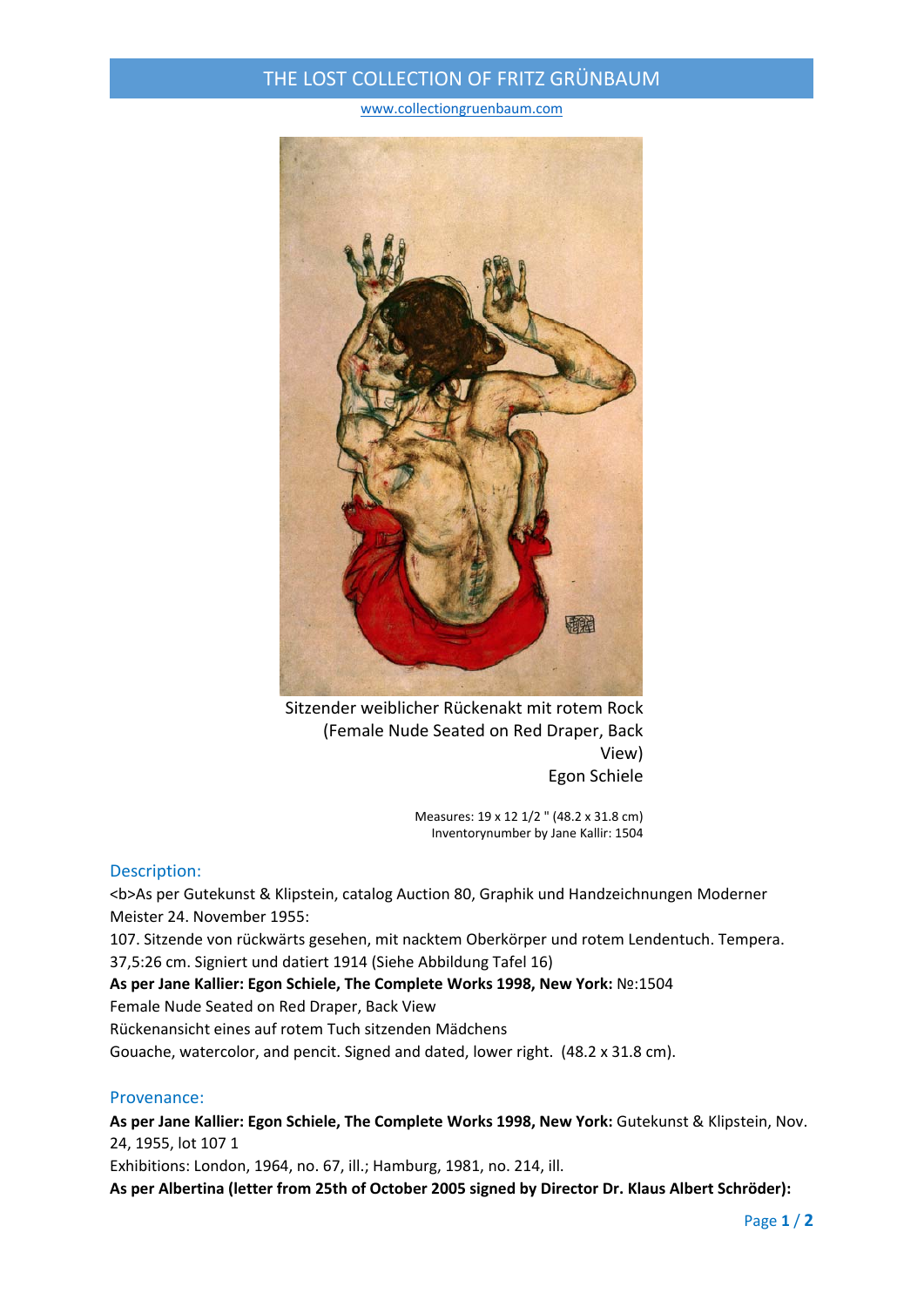# THE LOST COLLECTION OF FRITZ GRÜNBAUM

www.collectiongruenbaum.com

Sitzender weiblicher Rückenakt mit rotem Rock
(Female Nude Seated on Red Draper, Back View)
Egon Schiele

Measures: 19 x 12 1/2 " (48.2 x 31.8 cm)
Inventorynumber by Jane Kallir: 1504

## Description:

<b>As per Gutekunst & Klipstein, catalog Auction 80, Graphik und Handzeichnungen Moderner Meister 24. November 1955:

107. Sitzende von rückwärts gesehen, mit nacktem Oberkörper und rotem Lendentuch. Tempera. 37,5:26 cm. Signiert und datiert 1914 (Siehe Abbildung Tafel 16)

**As per Jane Kallier: Egon Schiele, The Complete Works 1998, New York:** №:1504

Female Nude Seated on Red Draper, Back View

Rückenansicht eines auf rotem Tuch sitzenden Mädchens

Gouache, watercolor, and pencit. Signed and dated, lower right. (48.2 x 31.8 cm).

## Provenance:

**As per Jane Kallier: Egon Schiele, The Complete Works 1998, New York:** Gutekunst & Klipstein, Nov. 24, 1955, lot 107 1

Exhibitions: London, 1964, no. 67, ill.; Hamburg, 1981, no. 214, ill.

**As per Albertina (letter from 25th of October 2005 signed by Director Dr. Klaus Albert Schröder):**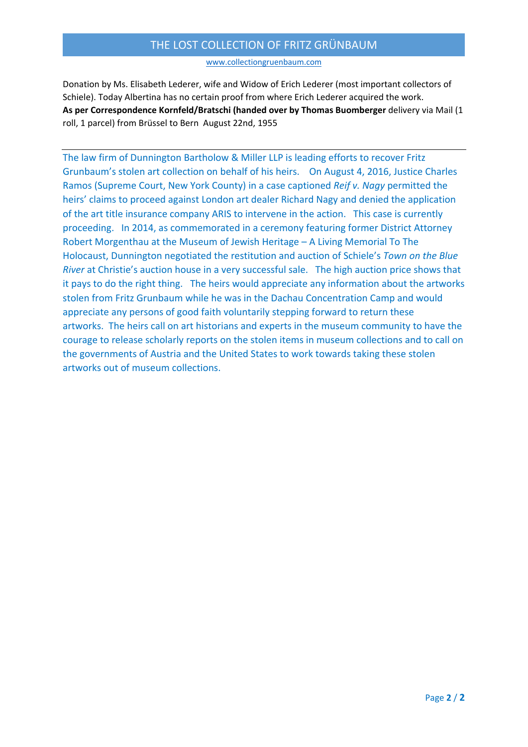Donation by Ms. Elisabeth Lederer, wife and Widow of Erich Lederer (most important collectors of Schiele). Today Albertina has no certain proof from where Erich Lederer acquired the work.
**As per Correspondence Kornfeld/Bratschi (handed over by Thomas Buomberger** delivery via Mail (1 roll, 1 parcel) from Brüssel to Bern August 22nd, 1955

---

The law firm of Dunnington Bartholow & Miller LLP is leading efforts to recover Fritz Grunbaum's stolen art collection on behalf of his heirs. On August 4, 2016, Justice Charles Ramos (Supreme Court, New York County) in a case captioned *Reif v. Nagy* permitted the heirs' claims to proceed against London art dealer Richard Nagy and denied the application of the art title insurance company ARIS to intervene in the action. This case is currently proceeding. In 2014, as commemorated in a ceremony featuring former District Attorney Robert Morgenthau at the Museum of Jewish Heritage – A Living Memorial To The Holocaust, Dunnington negotiated the restitution and auction of Schiele's *Town on the Blue River* at Christie's auction house in a very successful sale. The high auction price shows that it pays to do the right thing. The heirs would appreciate any information about the artworks stolen from Fritz Grunbaum while he was in the Dachau Concentration Camp and would appreciate any persons of good faith voluntarily stepping forward to return these artworks. The heirs call on art historians and experts in the museum community to have the courage to release scholarly reports on the stolen items in museum collections and to call on the governments of Austria and the United States to work towards taking these stolen artworks out of museum collections.